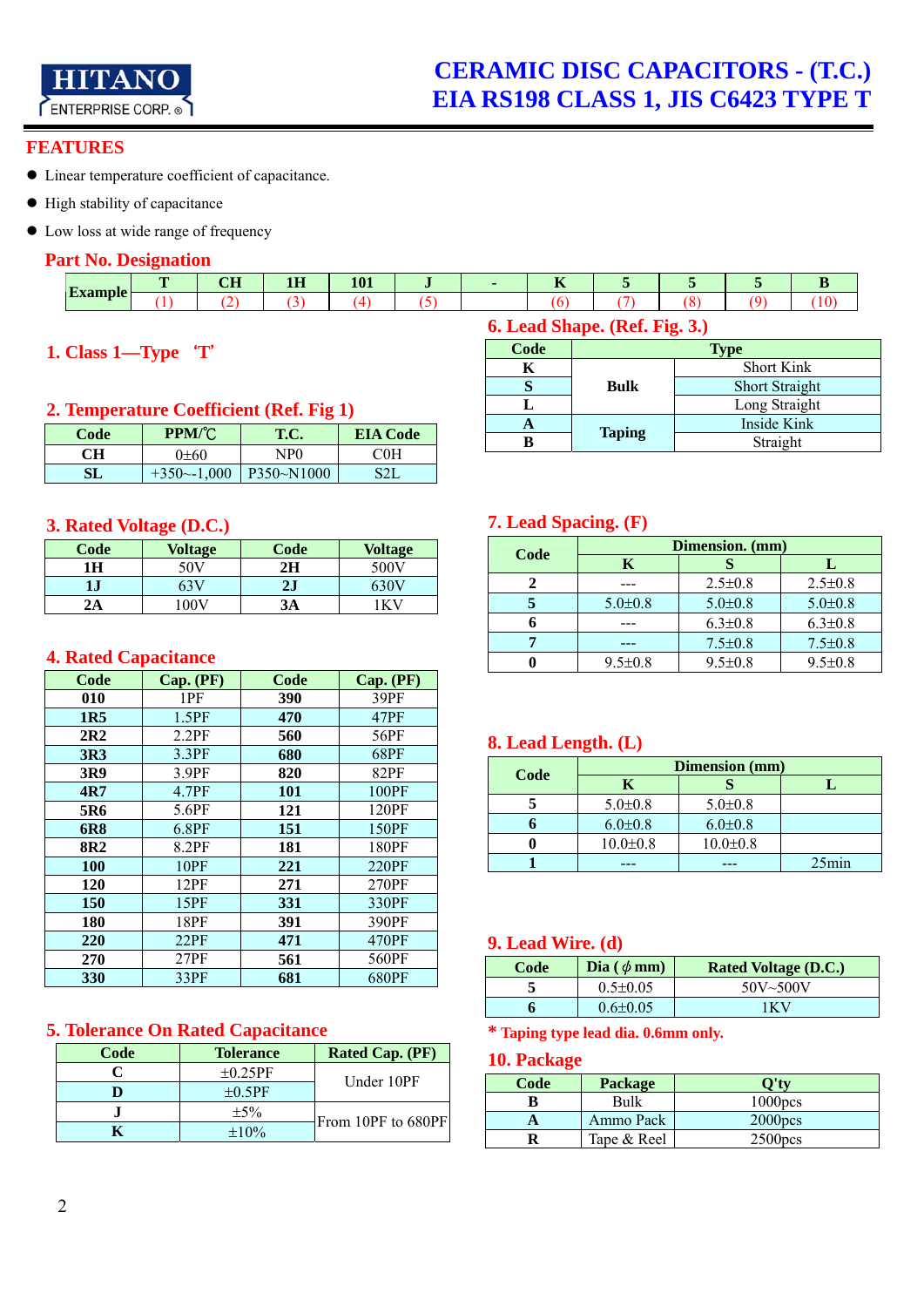HITANO
ENTERPRISE CORP. ®

# CERAMIC DISC CAPACITORS - (T.C.)
# EIA RS198 CLASS 1, JIS C6423 TYPE T

## FEATURES

- Linear temperature coefficient of capacitance.
- High stability of capacitance
- Low loss at wide range of frequency

## Part No. Designation

| Example | T | CH | 1H | 101 | J | - | K | 5 | 5 | 5 | B |
|---|---|---|---|---|---|---|---|---|---|---|---|
| | (1) | (2) | (3) | (4) | (5) | | (6) | (7) | (8) | (9) | (10) |

### 1. Class 1—Type 'T'

### 2. Temperature Coefficient (Ref. Fig 1)

| Code | PPM/℃ | T.C. | EIA Code |
|---|---|---|---|
| CH | 0±60 | NP0 | C0H |
| SL | +350~-1,000 | P350~N1000 | S2L |

### 3. Rated Voltage (D.C.)

| Code | Voltage | Code | Voltage |
|---|---|---|---|
| 1H | 50V | 2H | 500V |
| 1J | 63V | 2J | 630V |
| 2A | 100V | 3A | 1KV |

### 4. Rated Capacitance

| Code | Cap. (PF) | Code | Cap. (PF) |
|---|---|---|---|
| 010 | 1PF | 390 | 39PF |
| 1R5 | 1.5PF | 470 | 47PF |
| 2R2 | 2.2PF | 560 | 56PF |
| 3R3 | 3.3PF | 680 | 68PF |
| 3R9 | 3.9PF | 820 | 82PF |
| 4R7 | 4.7PF | 101 | 100PF |
| 5R6 | 5.6PF | 121 | 120PF |
| 6R8 | 6.8PF | 151 | 150PF |
| 8R2 | 8.2PF | 181 | 180PF |
| 100 | 10PF | 221 | 220PF |
| 120 | 12PF | 271 | 270PF |
| 150 | 15PF | 331 | 330PF |
| 180 | 18PF | 391 | 390PF |
| 220 | 22PF | 471 | 470PF |
| 270 | 27PF | 561 | 560PF |
| 330 | 33PF | 681 | 680PF |

### 5. Tolerance On Rated Capacitance

| Code | Tolerance | Rated Cap. (PF) |
|---|---|---|
| C | ±0.25PF | Under 10PF |
| D | ±0.5PF | |
| J | ±5% | From 10PF to 680PF |
| K | ±10% | |

### 6. Lead Shape. (Ref. Fig. 3.)

| Code | Type | |
|---|---|---|
| K | Bulk | Short Kink |
| S | | Short Straight |
| L | | Long Straight |
| A | Taping | Inside Kink |
| B | | Straight |

### 7. Lead Spacing. (F)

| Code | Dimension. (mm) | | |
|---|---|---|---|
| | K | S | L |
| 2 | --- | 2.5±0.8 | 2.5±0.8 |
| 5 | 5.0±0.8 | 5.0±0.8 | 5.0±0.8 |
| 6 | --- | 6.3±0.8 | 6.3±0.8 |
| 7 | --- | 7.5±0.8 | 7.5±0.8 |
| 0 | 9.5±0.8 | 9.5±0.8 | 9.5±0.8 |

### 8. Lead Length. (L)

| Code | Dimension (mm) | | |
|---|---|---|---|
| | K | S | L |
| 5 | 5.0±0.8 | 5.0±0.8 | |
| 6 | 6.0±0.8 | 6.0±0.8 | |
| 0 | 10.0±0.8 | 10.0±0.8 | |
| 1 | --- | --- | 25min |

### 9. Lead Wire. (d)

| Code | Dia ( ϕ mm) | Rated Voltage (D.C.) |
|---|---|---|
| 5 | 0.5±0.05 | 50V~500V |
| 6 | 0.6±0.05 | 1KV |

\* Taping type lead dia. 0.6mm only.

### 10. Package

| Code | Package | Q'ty |
|---|---|---|
| B | Bulk | 1000pcs |
| A | Ammo Pack | 2000pcs |
| R | Tape & Reel | 2500pcs |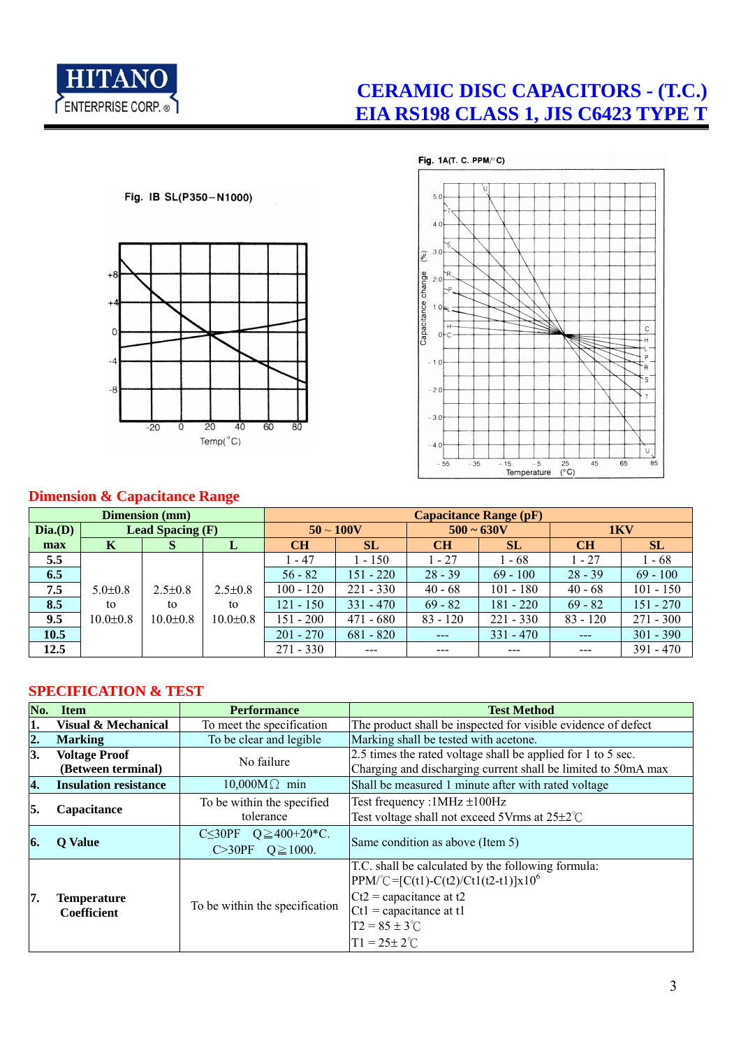# CERAMIC DISC CAPACITORS - (T.C.)
# EIA RS198 CLASS 1, JIS C6423 TYPE T

Fig. IB SL(P350–N1000)

Fig. 1A(T. C. PPM/°C)

## Dimension & Capacitance Range

| Dimension (mm) | | | | Capacitance Range (pF) | | | | | |
|---|---|---|---|---|---|---|---|---|---|
| Dia.(D) | Lead Spacing (F) | | | 50 ~ 100V | | 500 ~ 630V | | 1KV | |
| max | K | S | L | CH | SL | CH | SL | CH | SL |
| 5.5 | 5.0±0.8 to 10.0±0.8 | 2.5±0.8 to 10.0±0.8 | 2.5±0.8 to 10.0±0.8 | 1 - 47 | 1 - 150 | 1 - 27 | 1 - 68 | 1 - 27 | 1 - 68 |
| 6.5 | | | | 56 - 82 | 151 - 220 | 28 - 39 | 69 - 100 | 28 - 39 | 69 - 100 |
| 7.5 | | | | 100 - 120 | 221 - 330 | 40 - 68 | 101 - 180 | 40 - 68 | 101 - 150 |
| 8.5 | | | | 121 - 150 | 331 - 470 | 69 - 82 | 181 - 220 | 69 - 82 | 151 - 270 |
| 9.5 | | | | 151 - 200 | 471 - 680 | 83 - 120 | 221 - 330 | 83 - 120 | 271 - 300 |
| 10.5 | | | | 201 - 270 | 681 - 820 | --- | 331 - 470 | --- | 301 - 390 |
| 12.5 | | | | 271 - 330 | --- | --- | --- | --- | 391 - 470 |

## SPECIFICATION & TEST

| No. | Item | Performance | Test Method |
|---|---|---|---|
| 1. | Visual & Mechanical | To meet the specification | The product shall be inspected for visible evidence of defect |
| 2. | Marking | To be clear and legible | Marking shall be tested with acetone. |
| 3. | Voltage Proof (Between terminal) | No failure | 2.5 times the rated voltage shall be applied for 1 to 5 sec. Charging and discharging current shall be limited to 50mA max |
| 4. | Insulation resistance | 10,000MΩ min | Shall be measured 1 minute after with rated voltage |
| 5. | Capacitance | To be within the specified tolerance | Test frequency :1MHz ±100Hz<br>Test voltage shall not exceed 5Vrms at 25±2℃ |
| 6. | Q Value | C≦30PF Q≧400+20*C.<br>C>30PF Q≧1000. | Same condition as above (Item 5) |
| 7. | Temperature Coefficient | To be within the specification | T.C. shall be calculated by the following formula:<br>PPM/℃=[C(t1)-C(t2)/Ct1(t2-t1)]x$10^6$<br>Ct2 = capacitance at t2<br>Ct1 = capacitance at t1<br>T2 = 85 ± 3℃<br>T1 = 25± 2℃ |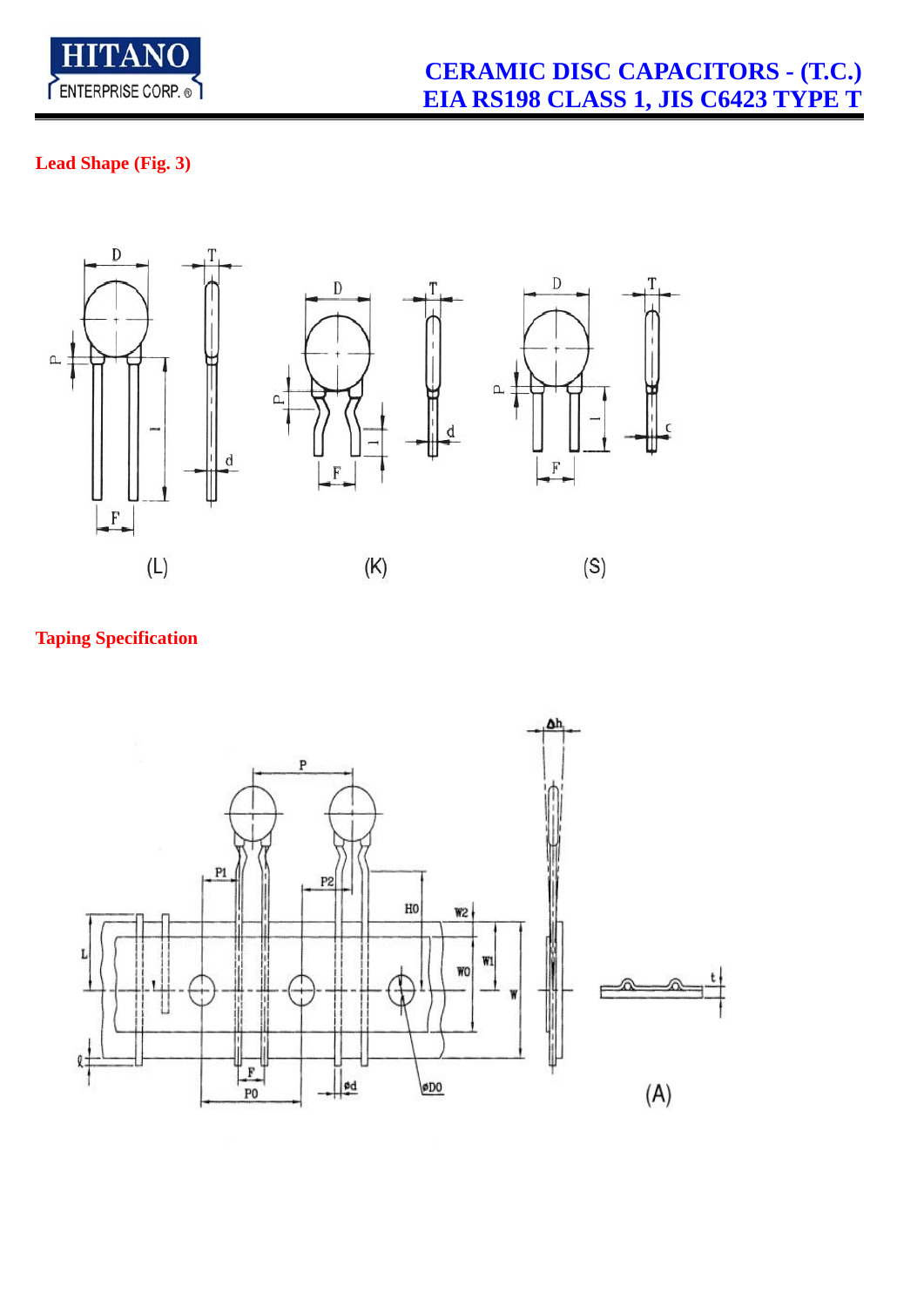## Lead Shape (Fig. 3)

(L) (K) (S)

## Taping Specification

(A)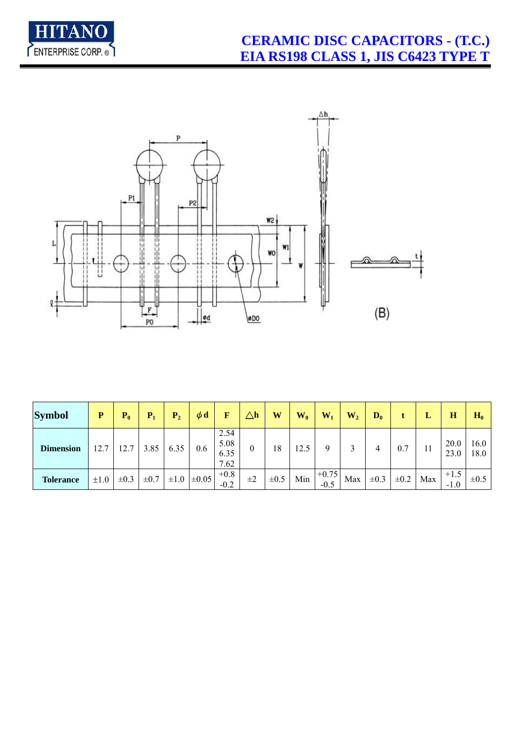# CERAMIC DISC CAPACITORS - (T.C.)
# EIA RS198 CLASS 1, JIS C6423 TYPE T

P

P1

P2

W2

L

W1

W0

W

t

ℓ

F

P0

ød

øD0

Δh

(B)

| Symbol | P | $P_0$ | $P_1$ | $P_2$ | $\phi d$ | F | $\triangle h$ | W | $W_0$ | $W_1$ | $W_2$ | $D_0$ | t | L | H | $H_0$ |
|---|---|---|---|---|---|---|---|---|---|---|---|---|---|---|---|---|
| **Dimension** | 12.7 | 12.7 | 3.85 | 6.35 | 0.6 | 2.54 5.08 6.35 7.62 | 0 | 18 | 12.5 | 9 | 3 | 4 | 0.7 | 11 | 20.0 23.0 | 16.0 18.0 |
| **Tolerance** | ±1.0 | ±0.3 | ±0.7 | ±1.0 | ±0.05 | +0.8 -0.2 | ±2 | ±0.5 | Min | +0.75 -0.5 | Max | ±0.3 | ±0.2 | Max | +1.5 -1.0 | ±0.5 |